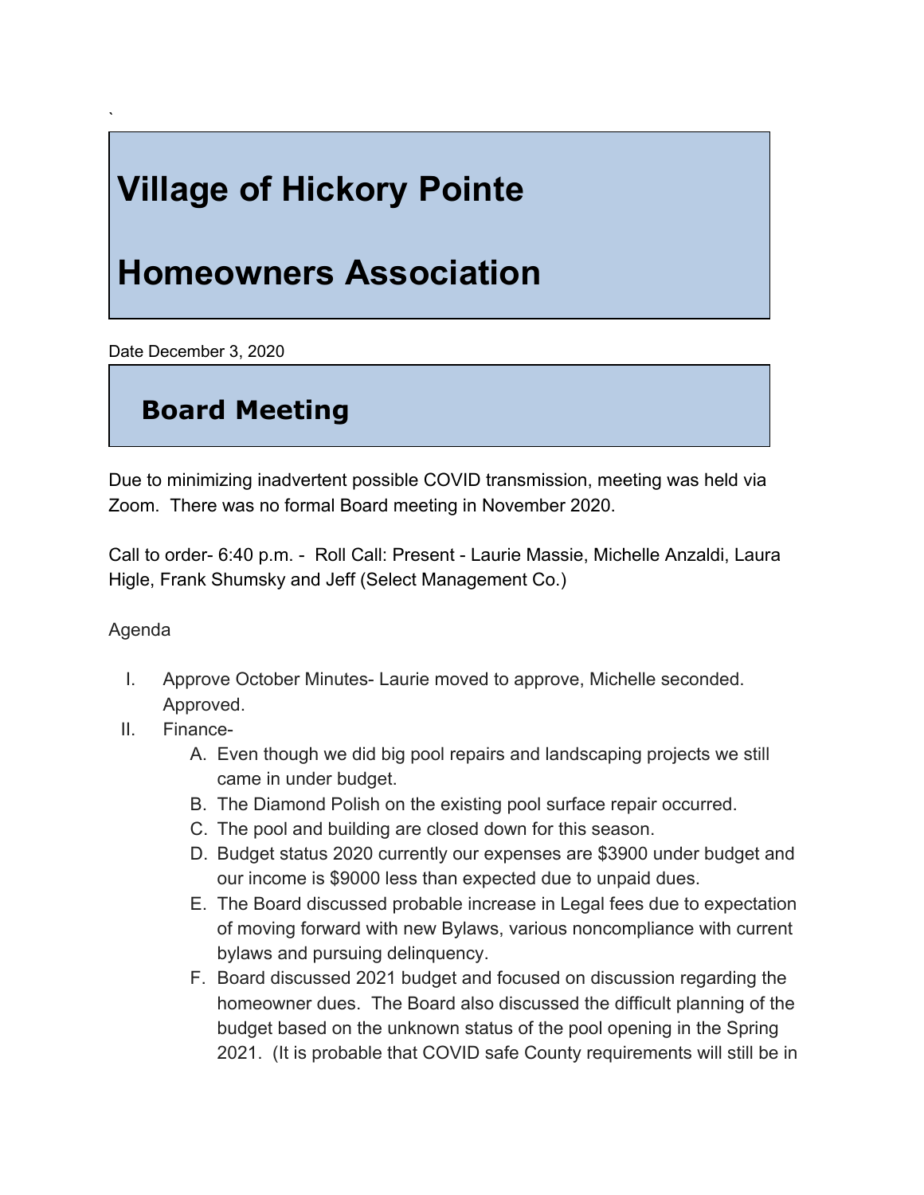`

# Village of Hickory Pointe

# Homeowners Association

Date December 3, 2020

## Board Meeting

Due to minimizing inadvertent possible COVID transmission, meeting was held via Zoom. There was no formal Board meeting in November 2020.

Call to order- 6:40 p.m. - Roll Call: Present - Laurie Massie, Michelle Anzaldi, Laura Higle, Frank Shumsky and Jeff (Select Management Co.)

Agenda

I. Approve October Minutes- Laurie moved to approve, Michelle seconded. Approved.
II. Finance-
   A. Even though we did big pool repairs and landscaping projects we still came in under budget.
   B. The Diamond Polish on the existing pool surface repair occurred.
   C. The pool and building are closed down for this season.
   D. Budget status 2020 currently our expenses are $3900 under budget and our income is $9000 less than expected due to unpaid dues.
   E. The Board discussed probable increase in Legal fees due to expectation of moving forward with new Bylaws, various noncompliance with current bylaws and pursuing delinquency.
   F. Board discussed 2021 budget and focused on discussion regarding the homeowner dues. The Board also discussed the difficult planning of the budget based on the unknown status of the pool opening in the Spring 2021. (It is probable that COVID safe County requirements will still be in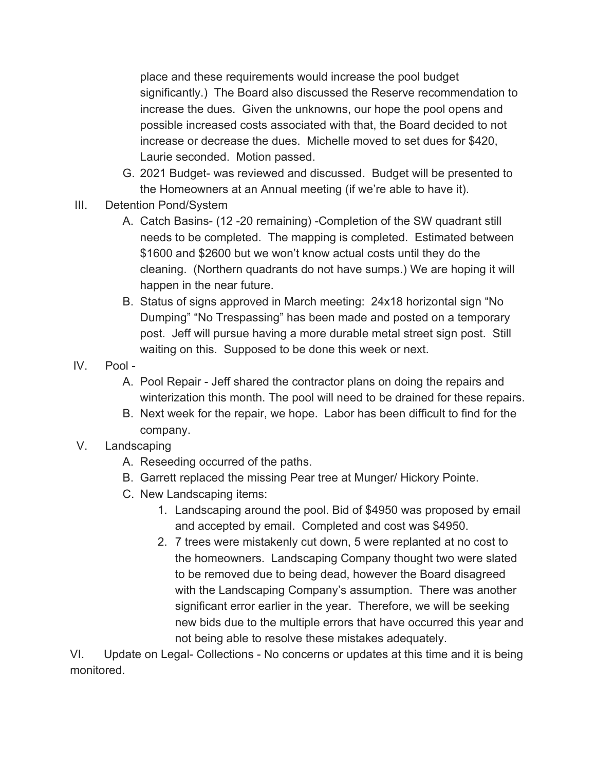place and these requirements would increase the pool budget significantly.) The Board also discussed the Reserve recommendation to increase the dues. Given the unknowns, our hope the pool opens and possible increased costs associated with that, the Board decided to not increase or decrease the dues. Michelle moved to set dues for $420, Laurie seconded. Motion passed.

G. 2021 Budget- was reviewed and discussed. Budget will be presented to the Homeowners at an Annual meeting (if we're able to have it).

III. Detention Pond/System

A. Catch Basins- (12 -20 remaining) -Completion of the SW quadrant still needs to be completed. The mapping is completed. Estimated between $1600 and $2600 but we won't know actual costs until they do the cleaning. (Northern quadrants do not have sumps.) We are hoping it will happen in the near future.

B. Status of signs approved in March meeting: 24x18 horizontal sign "No Dumping" "No Trespassing" has been made and posted on a temporary post. Jeff will pursue having a more durable metal street sign post. Still waiting on this. Supposed to be done this week or next.

IV. Pool -

A. Pool Repair - Jeff shared the contractor plans on doing the repairs and winterization this month. The pool will need to be drained for these repairs.

B. Next week for the repair, we hope. Labor has been difficult to find for the company.

V. Landscaping

A. Reseeding occurred of the paths.

B. Garrett replaced the missing Pear tree at Munger/ Hickory Pointe.

C. New Landscaping items:

1. Landscaping around the pool. Bid of $4950 was proposed by email and accepted by email. Completed and cost was $4950.
2. 7 trees were mistakenly cut down, 5 were replanted at no cost to the homeowners. Landscaping Company thought two were slated to be removed due to being dead, however the Board disagreed with the Landscaping Company's assumption. There was another significant error earlier in the year. Therefore, we will be seeking new bids due to the multiple errors that have occurred this year and not being able to resolve these mistakes adequately.

VI. Update on Legal- Collections - No concerns or updates at this time and it is being monitored.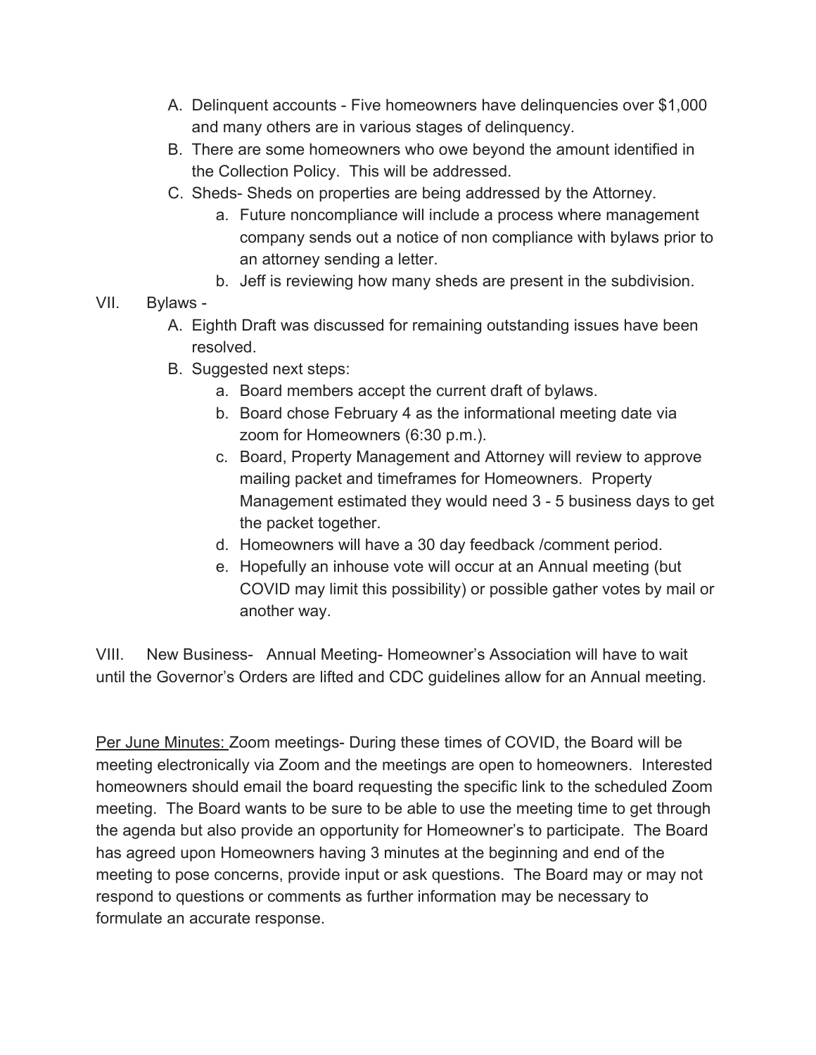A. Delinquent accounts - Five homeowners have delinquencies over $1,000 and many others are in various stages of delinquency.
B. There are some homeowners who owe beyond the amount identified in the Collection Policy. This will be addressed.
C. Sheds- Sheds on properties are being addressed by the Attorney.
   a. Future noncompliance will include a process where management company sends out a notice of non compliance with bylaws prior to an attorney sending a letter.
   b. Jeff is reviewing how many sheds are present in the subdivision.

VII. Bylaws -

A. Eighth Draft was discussed for remaining outstanding issues have been resolved.
B. Suggested next steps:
   a. Board members accept the current draft of bylaws.
   b. Board chose February 4 as the informational meeting date via zoom for Homeowners (6:30 p.m.).
   c. Board, Property Management and Attorney will review to approve mailing packet and timeframes for Homeowners. Property Management estimated they would need 3 - 5 business days to get the packet together.
   d. Homeowners will have a 30 day feedback /comment period.
   e. Hopefully an inhouse vote will occur at an Annual meeting (but COVID may limit this possibility) or possible gather votes by mail or another way.

VIII. New Business- Annual Meeting- Homeowner's Association will have to wait until the Governor's Orders are lifted and CDC guidelines allow for an Annual meeting.

<u>Per June Minutes:</u> Zoom meetings- During these times of COVID, the Board will be meeting electronically via Zoom and the meetings are open to homeowners. Interested homeowners should email the board requesting the specific link to the scheduled Zoom meeting. The Board wants to be sure to be able to use the meeting time to get through the agenda but also provide an opportunity for Homeowner's to participate. The Board has agreed upon Homeowners having 3 minutes at the beginning and end of the meeting to pose concerns, provide input or ask questions. The Board may or may not respond to questions or comments as further information may be necessary to formulate an accurate response.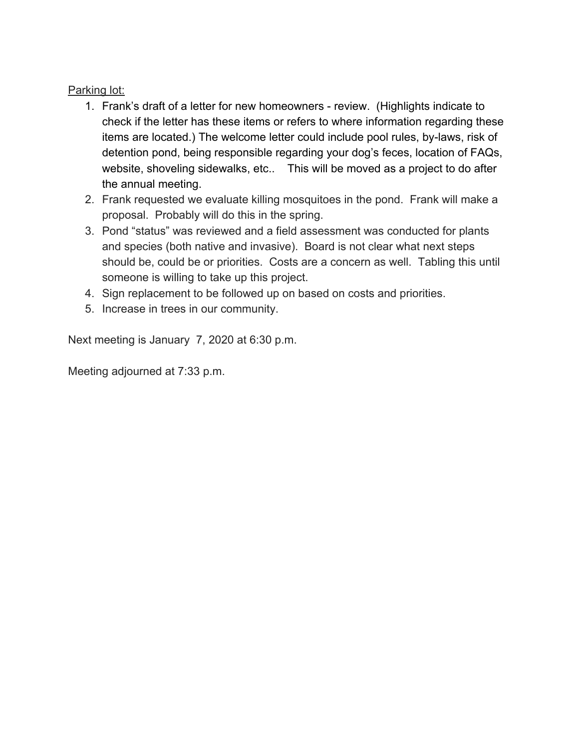<u>Parking lot:</u>

1. Frank's draft of a letter for new homeowners - review. (Highlights indicate to check if the letter has these items or refers to where information regarding these items are located.) The welcome letter could include pool rules, by-laws, risk of detention pond, being responsible regarding your dog's feces, location of FAQs, website, shoveling sidewalks, etc.. This will be moved as a project to do after the annual meeting.
2. Frank requested we evaluate killing mosquitoes in the pond. Frank will make a proposal. Probably will do this in the spring.
3. Pond "status" was reviewed and a field assessment was conducted for plants and species (both native and invasive). Board is not clear what next steps should be, could be or priorities. Costs are a concern as well. Tabling this until someone is willing to take up this project.
4. Sign replacement to be followed up on based on costs and priorities.
5. Increase in trees in our community.

Next meeting is January 7, 2020 at 6:30 p.m.

Meeting adjourned at 7:33 p.m.